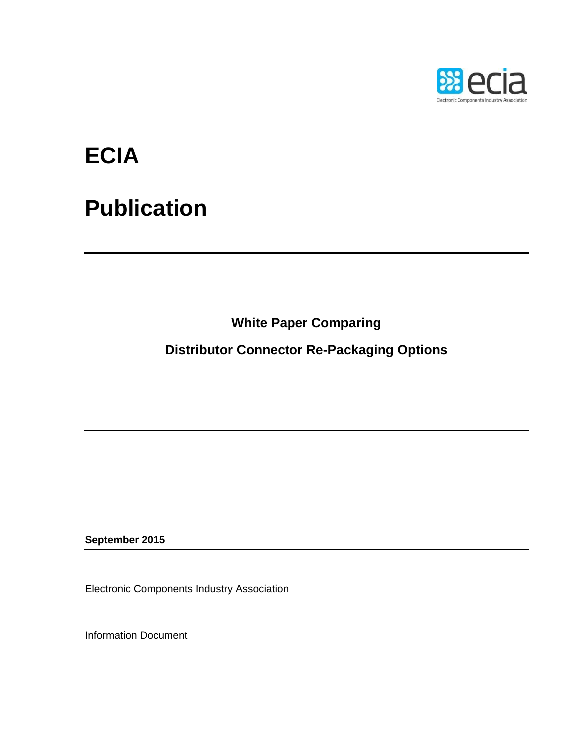# ECIA

# Publication

---

**White Paper Comparing**

**Distributor Connector Re-Packaging Options**

---

**September 2015**

---

Electronic Components Industry Association

Information Document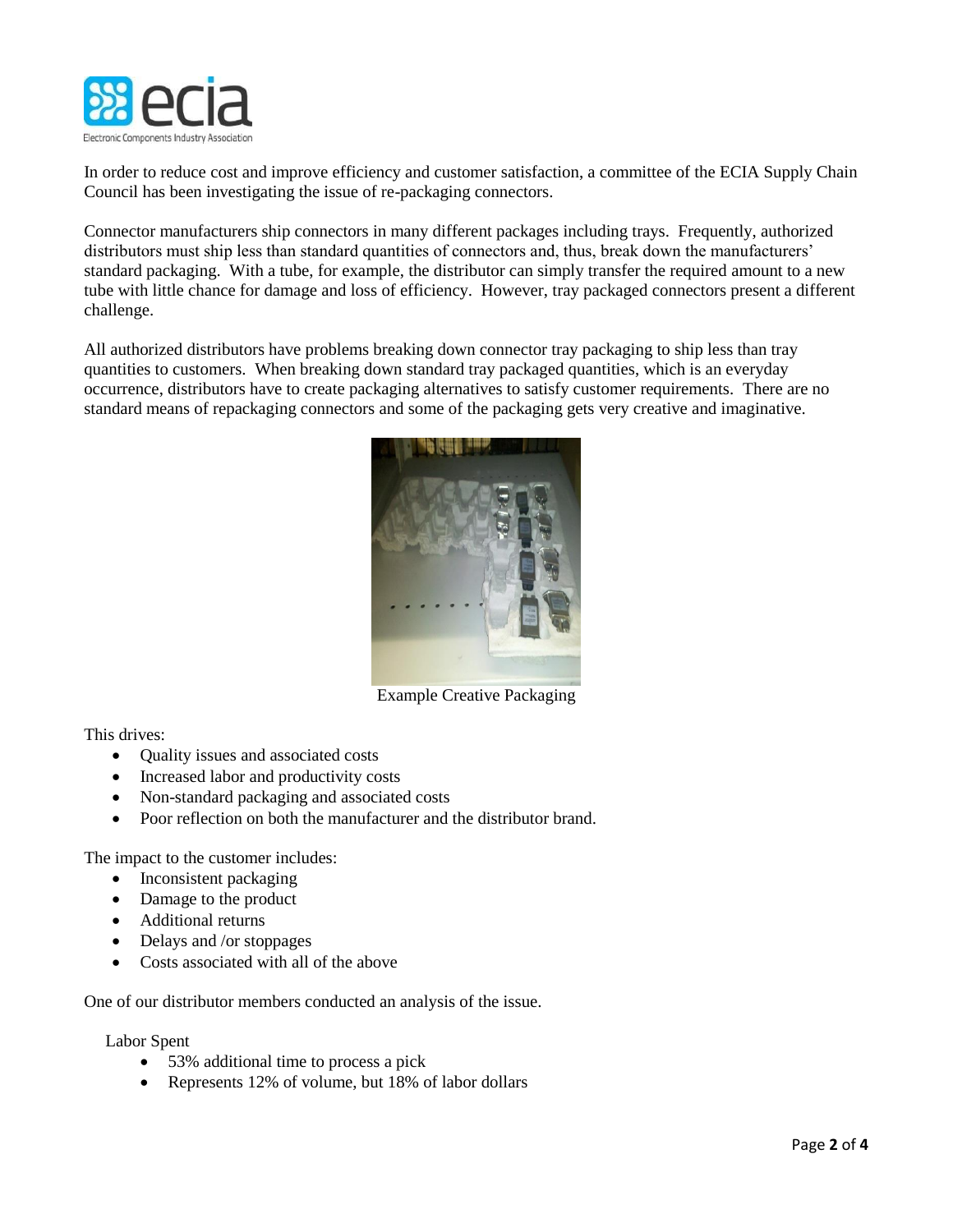In order to reduce cost and improve efficiency and customer satisfaction, a committee of the ECIA Supply Chain Council has been investigating the issue of re-packaging connectors.

Connector manufacturers ship connectors in many different packages including trays. Frequently, authorized distributors must ship less than standard quantities of connectors and, thus, break down the manufacturers' standard packaging. With a tube, for example, the distributor can simply transfer the required amount to a new tube with little chance for damage and loss of efficiency. However, tray packaged connectors present a different challenge.

All authorized distributors have problems breaking down connector tray packaging to ship less than tray quantities to customers. When breaking down standard tray packaged quantities, which is an everyday occurrence, distributors have to create packaging alternatives to satisfy customer requirements. There are no standard means of repackaging connectors and some of the packaging gets very creative and imaginative.

Example Creative Packaging

This drives:

- Quality issues and associated costs
- Increased labor and productivity costs
- Non-standard packaging and associated costs
- Poor reflection on both the manufacturer and the distributor brand.

The impact to the customer includes:

- Inconsistent packaging
- Damage to the product
- Additional returns
- Delays and /or stoppages
- Costs associated with all of the above

One of our distributor members conducted an analysis of the issue.

Labor Spent

- 53% additional time to process a pick
- Represents 12% of volume, but 18% of labor dollars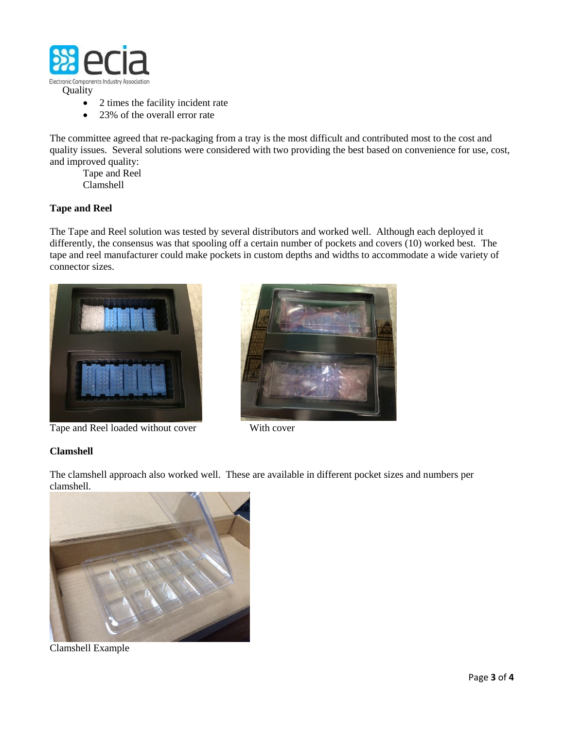Quality

- 2 times the facility incident rate
- 23% of the overall error rate

The committee agreed that re-packaging from a tray is the most difficult and contributed most to the cost and quality issues. Several solutions were considered with two providing the best based on convenience for use, cost, and improved quality:

Tape and Reel
Clamshell

**Tape and Reel**

The Tape and Reel solution was tested by several distributors and worked well. Although each deployed it differently, the consensus was that spooling off a certain number of pockets and covers (10) worked best. The tape and reel manufacturer could make pockets in custom depths and widths to accommodate a wide variety of connector sizes.

Tape and Reel loaded without cover

With cover

**Clamshell**

The clamshell approach also worked well. These are available in different pocket sizes and numbers per clamshell.

Clamshell Example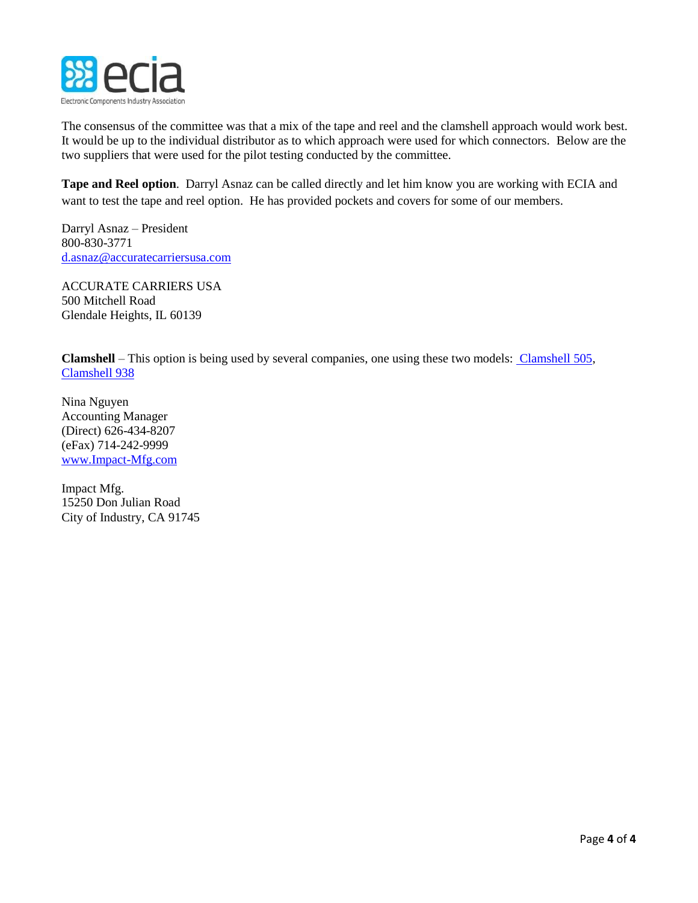The consensus of the committee was that a mix of the tape and reel and the clamshell approach would work best. It would be up to the individual distributor as to which approach were used for which connectors. Below are the two suppliers that were used for the pilot testing conducted by the committee.

**Tape and Reel option**. Darryl Asnaz can be called directly and let him know you are working with ECIA and want to test the tape and reel option. He has provided pockets and covers for some of our members.

Darryl Asnaz – President
800-830-3771
d.asnaz@accuratecarriersusa.com

ACCURATE CARRIERS USA
500 Mitchell Road
Glendale Heights, IL 60139

**Clamshell** – This option is being used by several companies, one using these two models: Clamshell 505, Clamshell 938

Nina Nguyen
Accounting Manager
(Direct) 626-434-8207
(eFax) 714-242-9999
www.Impact-Mfg.com

Impact Mfg.
15250 Don Julian Road
City of Industry, CA 91745